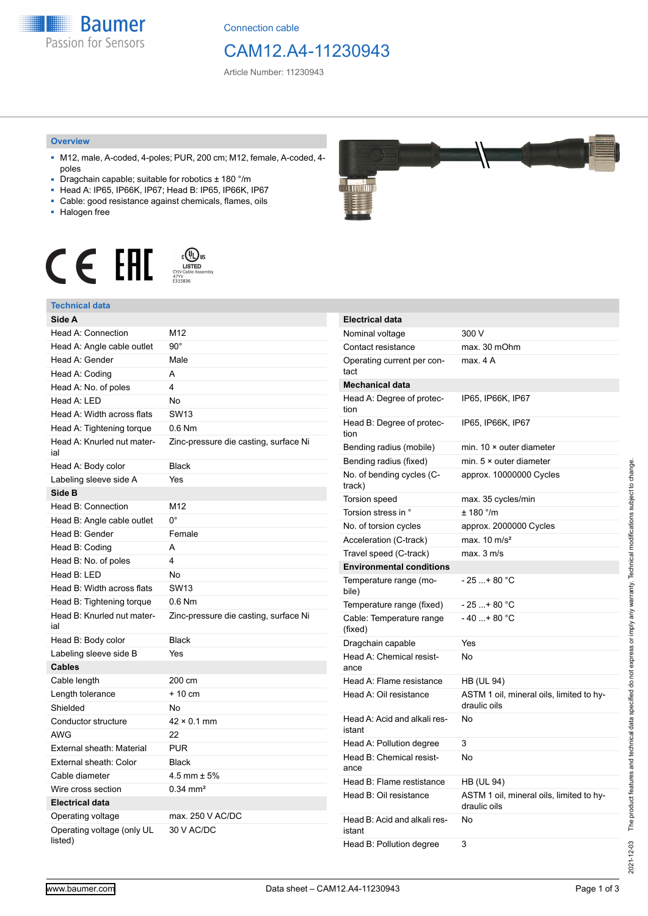Connection cable

# CAM12.A4-11230943

Article Number: 11230943

## Overview

- M12, male, A-coded, 4-poles; PUR, 200 cm; M12, female, A-coded, 4-poles
- Dragchain capable; suitable for robotics ± 180 °/m
- Head A: IP65, IP66K, IP67; Head B: IP65, IP66K, IP67
- Cable: good resistance against chemicals, flames, oils
- Halogen free

## Technical data

| Side A | |
|---|---|
| Head A: Connection | M12 |
| Head A: Angle cable outlet | 90° |
| Head A: Gender | Male |
| Head A: Coding | A |
| Head A: No. of poles | 4 |
| Head A: LED | No |
| Head A: Width across flats | SW13 |
| Head A: Tightening torque | 0.6 Nm |
| Head A: Knurled nut material | Zinc-pressure die casting, surface Ni |
| Head A: Body color | Black |
| Labeling sleeve side A | Yes |
| **Side B** | |
| Head B: Connection | M12 |
| Head B: Angle cable outlet | 0° |
| Head B: Gender | Female |
| Head B: Coding | A |
| Head B: No. of poles | 4 |
| Head B: LED | No |
| Head B: Width across flats | SW13 |
| Head B: Tightening torque | 0.6 Nm |
| Head B: Knurled nut material | Zinc-pressure die casting, surface Ni |
| Head B: Body color | Black |
| Labeling sleeve side B | Yes |
| **Cables** | |
| Cable length | 200 cm |
| Length tolerance | + 10 cm |
| Shielded | No |
| Conductor structure | 42 × 0.1 mm |
| AWG | 22 |
| External sheath: Material | PUR |
| External sheath: Color | Black |
| Cable diameter | 4.5 mm ± 5% |
| Wire cross section | 0.34 mm² |
| **Electrical data** | |
| Operating voltage | max. 250 V AC/DC |
| Operating voltage (only UL listed) | 30 V AC/DC |

| Electrical data | |
|---|---|
| Nominal voltage | 300 V |
| Contact resistance | max. 30 mOhm |
| Operating current per contact | max. 4 A |
| **Mechanical data** | |
| Head A: Degree of protection | IP65, IP66K, IP67 |
| Head B: Degree of protection | IP65, IP66K, IP67 |
| Bending radius (mobile) | min. 10 × outer diameter |
| Bending radius (fixed) | min. 5 × outer diameter |
| No. of bending cycles (C-track) | approx. 10000000 Cycles |
| Torsion speed | max. 35 cycles/min |
| Torsion stress in ° | ± 180 °/m |
| No. of torsion cycles | approx. 2000000 Cycles |
| Acceleration (C-track) | max. 10 m/s² |
| Travel speed (C-track) | max. 3 m/s |
| **Environmental conditions** | |
| Temperature range (mobile) | - 25 ...+ 80 °C |
| Temperature range (fixed) | - 25 ...+ 80 °C |
| Cable: Temperature range (fixed) | - 40 ...+ 80 °C |
| Dragchain capable | Yes |
| Head A: Chemical resistance | No |
| Head A: Flame resistance | HB (UL 94) |
| Head A: Oil resistance | ASTM 1 oil, mineral oils, limited to hydraulic oils |
| Head A: Acid and alkali resistant | No |
| Head A: Pollution degree | 3 |
| Head B: Chemical resistance | No |
| Head B: Flame resistance | HB (UL 94) |
| Head B: Oil resistance | ASTM 1 oil, mineral oils, limited to hydraulic oils |
| Head B: Acid and alkali resistant | No |
| Head B: Pollution degree | 3 |

The product features and technical data specified do not express or imply any warranty. Technical modifications subject to change. 2021-12-03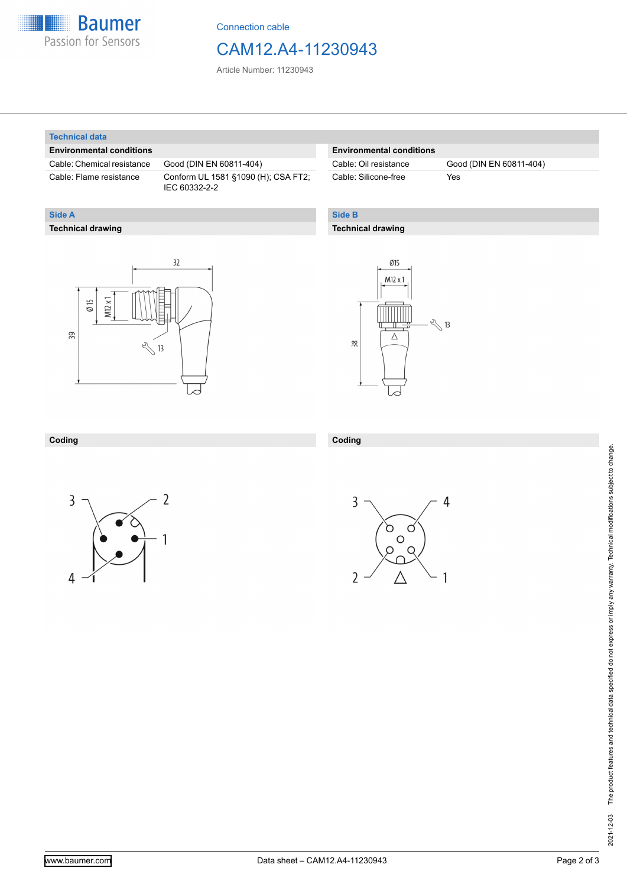Connection cable

# CAM12.A4-11230943

Article Number: 11230943

## Technical data

| Environmental conditions | |
|---|---|
| Cable: Chemical resistance | Good (DIN EN 60811-404) |
| Cable: Flame resistance | Conform UL 1581 §1090 (H); CSA FT2; IEC 60332-2-2 |

| Environmental conditions | |
|---|---|
| Cable: Oil resistance | Good (DIN EN 60811-404) |
| Cable: Silicone-free | Yes |

## Side A

### Technical drawing

### Coding

## Side B

### Technical drawing

### Coding

The product features and technical data specified do not express or imply any warranty. Technical modifications subject to change.

2021-12-03

www.baumer.com

Data sheet – CAM12.A4-11230943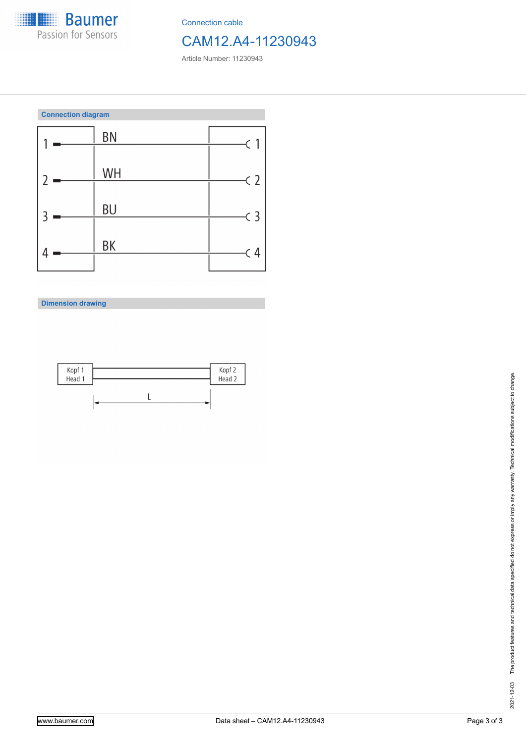Connection cable

# CAM12.A4-11230943

Article Number: 11230943

## Connection diagram

1 BN 1
2 WH 2
3 BU 3
4 BK 4

## Dimension drawing

Kopf 1
Head 1

Kopf 2
Head 2

L

2021-12-03 The product features and technical data specified do not express or imply any warranty. Technical modifications subject to change.